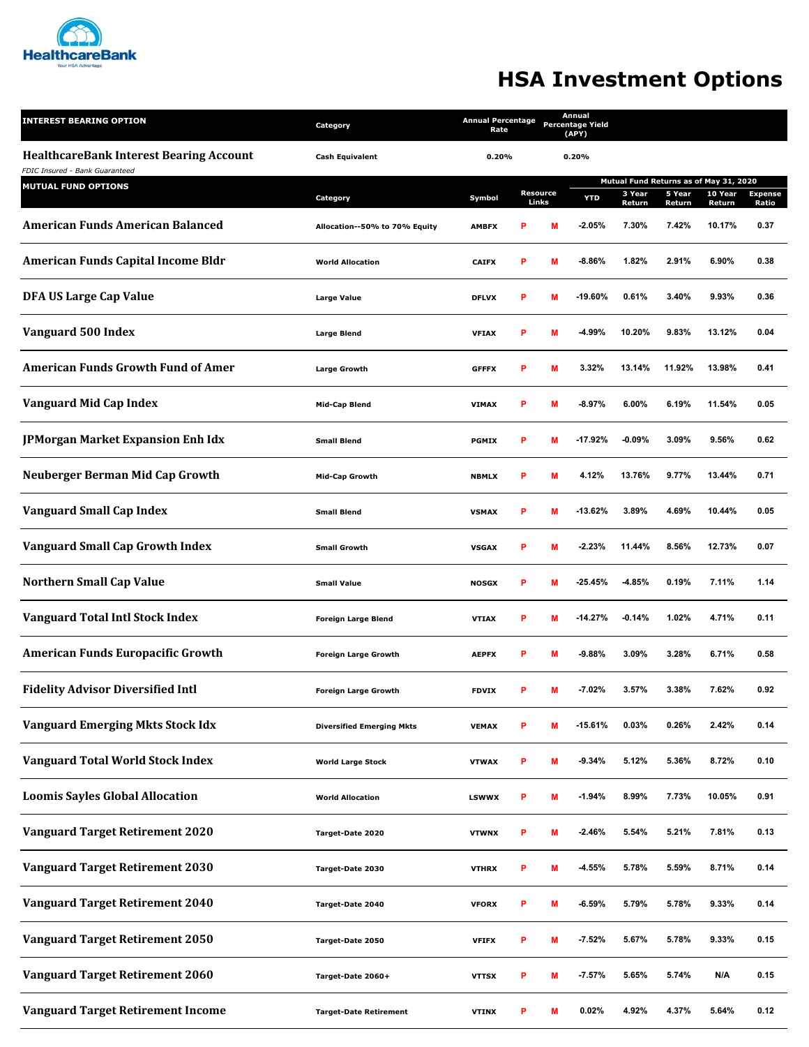HealthcareBank

Your HSA Advantage

# HSA Investment Options

| INTEREST BEARING OPTION | Category | Annual Percentage Rate | Annual Percentage Yield (APY) |
|---|---|---|---|
| **HealthcareBank Interest Bearing Account** <br> *FDIC Insured - Bank Guaranteed* | Cash Equivalent | 0.20% | 0.20% |

| MUTUAL FUND OPTIONS | Category | Symbol | Resource Links | | Mutual Fund Returns as of May 31, 2020 | | | | |
|---|---|---|---|---|---|---|---|---|---|
| | | | | | YTD | 3 Year Return | 5 Year Return | 10 Year Return | Expense Ratio |
| American Funds American Balanced | Allocation--50% to 70% Equity | AMBFX | P | M | -2.05% | 7.30% | 7.42% | 10.17% | 0.37 |
| American Funds Capital Income Bldr | World Allocation | CAIFX | P | M | -8.86% | 1.82% | 2.91% | 6.90% | 0.38 |
| DFA US Large Cap Value | Large Value | DFLVX | P | M | -19.60% | 0.61% | 3.40% | 9.93% | 0.36 |
| Vanguard 500 Index | Large Blend | VFIAX | P | M | -4.99% | 10.20% | 9.83% | 13.12% | 0.04 |
| American Funds Growth Fund of Amer | Large Growth | GFFFX | P | M | 3.32% | 13.14% | 11.92% | 13.98% | 0.41 |
| Vanguard Mid Cap Index | Mid-Cap Blend | VIMAX | P | M | -8.97% | 6.00% | 6.19% | 11.54% | 0.05 |
| JPMorgan Market Expansion Enh Idx | Small Blend | PGMIX | P | M | -17.92% | -0.09% | 3.09% | 9.56% | 0.62 |
| Neuberger Berman Mid Cap Growth | Mid-Cap Growth | NBMLX | P | M | 4.12% | 13.76% | 9.77% | 13.44% | 0.71 |
| Vanguard Small Cap Index | Small Blend | VSMAX | P | M | -13.62% | 3.89% | 4.69% | 10.44% | 0.05 |
| Vanguard Small Cap Growth Index | Small Growth | VSGAX | P | M | -2.23% | 11.44% | 8.56% | 12.73% | 0.07 |
| Northern Small Cap Value | Small Value | NOSGX | P | M | -25.45% | -4.85% | 0.19% | 7.11% | 1.14 |
| Vanguard Total Intl Stock Index | Foreign Large Blend | VTIAX | P | M | -14.27% | -0.14% | 1.02% | 4.71% | 0.11 |
| American Funds Europacific Growth | Foreign Large Growth | AEPFX | P | M | -9.88% | 3.09% | 3.28% | 6.71% | 0.58 |
| Fidelity Advisor Diversified Intl | Foreign Large Growth | FDVIX | P | M | -7.02% | 3.57% | 3.38% | 7.62% | 0.92 |
| Vanguard Emerging Mkts Stock Idx | Diversified Emerging Mkts | VEMAX | P | M | -15.61% | 0.03% | 0.26% | 2.42% | 0.14 |
| Vanguard Total World Stock Index | World Large Stock | VTWAX | P | M | -9.34% | 5.12% | 5.36% | 8.72% | 0.10 |
| Loomis Sayles Global Allocation | World Allocation | LSWWX | P | M | -1.94% | 8.99% | 7.73% | 10.05% | 0.91 |
| Vanguard Target Retirement 2020 | Target-Date 2020 | VTWNX | P | M | -2.46% | 5.54% | 5.21% | 7.81% | 0.13 |
| Vanguard Target Retirement 2030 | Target-Date 2030 | VTHRX | P | M | -4.55% | 5.78% | 5.59% | 8.71% | 0.14 |
| Vanguard Target Retirement 2040 | Target-Date 2040 | VFORX | P | M | -6.59% | 5.79% | 5.78% | 9.33% | 0.14 |
| Vanguard Target Retirement 2050 | Target-Date 2050 | VFIFX | P | M | -7.52% | 5.67% | 5.78% | 9.33% | 0.15 |
| Vanguard Target Retirement 2060 | Target-Date 2060+ | VTTSX | P | M | -7.57% | 5.65% | 5.74% | N/A | 0.15 |
| Vanguard Target Retirement Income | Target-Date Retirement | VTINX | P | M | 0.02% | 4.92% | 4.37% | 5.64% | 0.12 |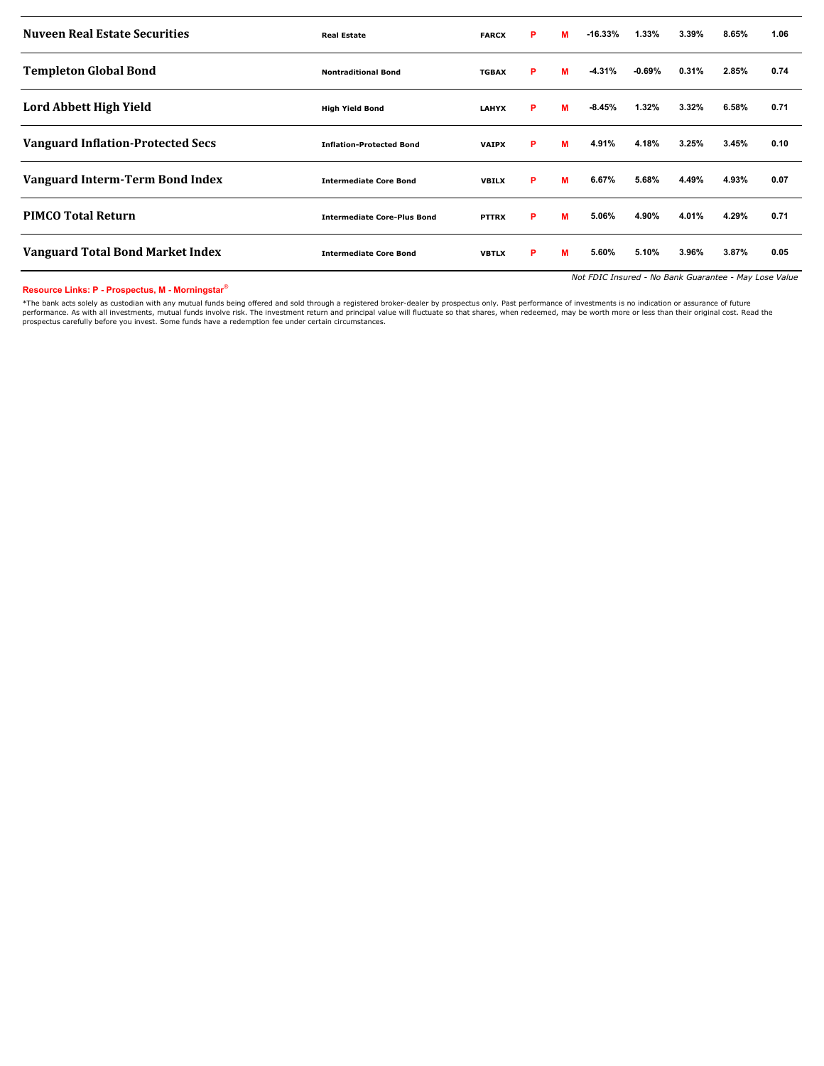| | | | | | | | | | |
|---|---|---|---|---|---|---|---|---|---|
| **Nuveen Real Estate Securities** | **Real Estate** | **FARCX** | **P** | **M** | **-16.33%** | **1.33%** | **3.39%** | **8.65%** | **1.06** |
| **Templeton Global Bond** | **Nontraditional Bond** | **TGBAX** | **P** | **M** | **-4.31%** | **-0.69%** | **0.31%** | **2.85%** | **0.74** |
| **Lord Abbett High Yield** | **High Yield Bond** | **LAHYX** | **P** | **M** | **-8.45%** | **1.32%** | **3.32%** | **6.58%** | **0.71** |
| **Vanguard Inflation-Protected Secs** | **Inflation-Protected Bond** | **VAIPX** | **P** | **M** | **4.91%** | **4.18%** | **3.25%** | **3.45%** | **0.10** |
| **Vanguard Interm-Term Bond Index** | **Intermediate Core Bond** | **VBILX** | **P** | **M** | **6.67%** | **5.68%** | **4.49%** | **4.93%** | **0.07** |
| **PIMCO Total Return** | **Intermediate Core-Plus Bond** | **PTTRX** | **P** | **M** | **5.06%** | **4.90%** | **4.01%** | **4.29%** | **0.71** |
| **Vanguard Total Bond Market Index** | **Intermediate Core Bond** | **VBTLX** | **P** | **M** | **5.60%** | **5.10%** | **3.96%** | **3.87%** | **0.05** |

*Not FDIC Insured - No Bank Guarantee - May Lose Value*

**Resource Links: P - Prospectus, M - Morningstar®**

*The bank acts solely as custodian with any mutual funds being offered and sold through a registered broker-dealer by prospectus only. Past performance of investments is no indication or assurance of future performance. As with all investments, mutual funds involve risk. The investment return and principal value will fluctuate so that shares, when redeemed, may be worth more or less than their original cost. Read the prospectus carefully before you invest. Some funds have a redemption fee under certain circumstances.